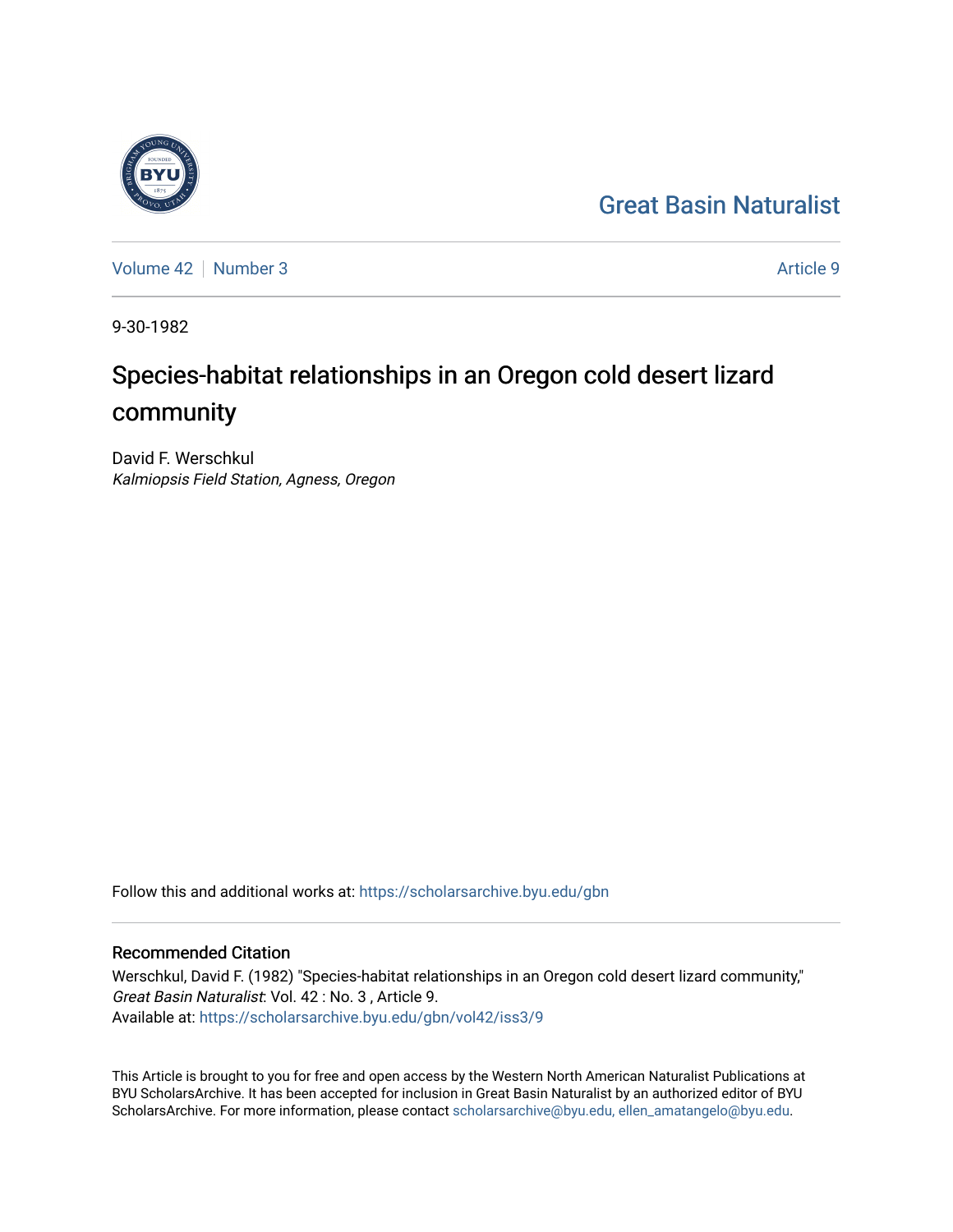Great Basin Naturalist

Volume 42 | Number 3 | Article 9

9-30-1982

# Species-habitat relationships in an Oregon cold desert lizard community

David F. Werschkul
*Kalmiopsis Field Station, Agness, Oregon*

Follow this and additional works at: https://scholarsarchive.byu.edu/gbn

## Recommended Citation

Werschkul, David F. (1982) "Species-habitat relationships in an Oregon cold desert lizard community," *Great Basin Naturalist*: Vol. 42 : No. 3 , Article 9.
Available at: https://scholarsarchive.byu.edu/gbn/vol42/iss3/9

This Article is brought to you for free and open access by the Western North American Naturalist Publications at BYU ScholarsArchive. It has been accepted for inclusion in Great Basin Naturalist by an authorized editor of BYU ScholarsArchive. For more information, please contact scholarsarchive@byu.edu, ellen_amatangelo@byu.edu.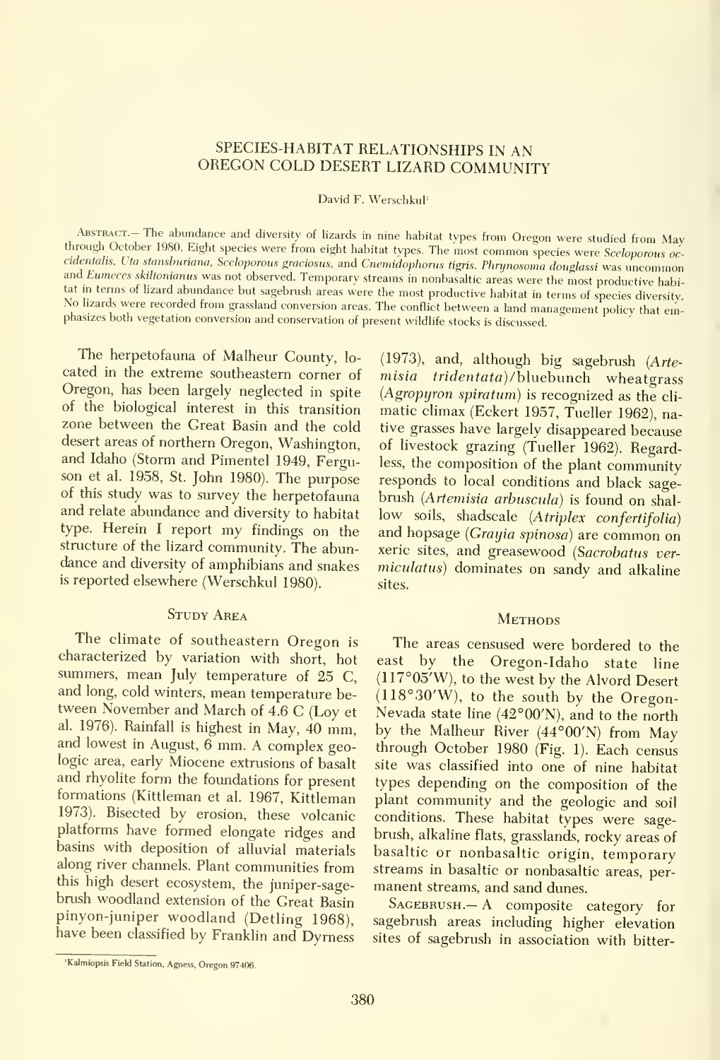# SPECIES-HABITAT RELATIONSHIPS IN AN OREGON COLD DESERT LIZARD COMMUNITY

David F. Werschkul[1]

ABSTRACT.— The abundance and diversity of lizards in nine habitat types from Oregon were studied from May through October 1980. Eight species were from eight habitat types. The most common species were *Sceloporous occidentalis*, *Uta stansburiana*, *Sceloporous graciosus*, and *Cnemidophorus tigris*. *Phrynosoma douglassi* was uncommon and *Eumeces skiltonianus* was not observed. Temporary streams in nonbasaltic areas were the most productive habitat in terms of lizard abundance but sagebrush areas were the most productive habitat in terms of species diversity. No lizards were recorded from grassland conversion areas. The conflict between a land management policy that emphasizes both vegetation conversion and conservation of present wildlife stocks is discussed.

The herpetofauna of Malheur County, located in the extreme southeastern corner of Oregon, has been largely neglected in spite of the biological interest in this transition zone between the Great Basin and the cold desert areas of northern Oregon, Washington, and Idaho (Storm and Pimentel 1949, Ferguson et al. 1958, St. John 1980). The purpose of this study was to survey the herpetofauna and relate abundance and diversity to habitat type. Herein I report my findings on the structure of the lizard community. The abundance and diversity of amphibians and snakes is reported elsewhere (Werschkul 1980).

## Study Area

The climate of southeastern Oregon is characterized by variation with short, hot summers, mean July temperature of 25 C, and long, cold winters, mean temperature between November and March of 4.6 C (Loy et al. 1976). Rainfall is highest in May, 40 mm, and lowest in August, 6 mm. A complex geologic area, early Miocene extrusions of basalt and rhyolite form the foundations for present formations (Kittleman et al. 1967, Kittleman 1973). Bisected by erosion, these volcanic platforms have formed elongate ridges and basins with deposition of alluvial materials along river channels. Plant communities from this high desert ecosystem, the juniper-sagebrush woodland extension of the Great Basin pinyon-juniper woodland (Detling 1968), have been classified by Franklin and Dyrness (1973), and, although big sagebrush (*Artemisia tridentata*)/bluebunch wheatgrass (*Agropyron spiratum*) is recognized as the climatic climax (Eckert 1957, Tueller 1962), native grasses have largely disappeared because of livestock grazing (Tueller 1962). Regardless, the composition of the plant community responds to local conditions and black sagebrush (*Artemisia arbuscula*) is found on shallow soils, shadscale (*Atriplex confertifolia*) and hopsage (*Grayia spinosa*) are common on xeric sites, and greasewood (*Sacrobatus vermiculatus*) dominates on sandy and alkaline sites.

## Methods

The areas censused were bordered to the east by the Oregon-Idaho state line (117°05′W), to the west by the Alvord Desert (118°30′W), to the south by the Oregon-Nevada state line (42°00′N), and to the north by the Malheur River (44°00′N) from May through October 1980 (Fig. 1). Each census site was classified into one of nine habitat types depending on the composition of the plant community and the geologic and soil conditions. These habitat types were sagebrush, alkaline flats, grasslands, rocky areas of basaltic or nonbasaltic origin, temporary streams in basaltic or nonbasaltic areas, permanent streams, and sand dunes.

SAGEBRUSH.— A composite category for sagebrush areas including higher elevation sites of sagebrush in association with bitter-

[1]Kalmiopsis Field Station, Agness, Oregon 97406.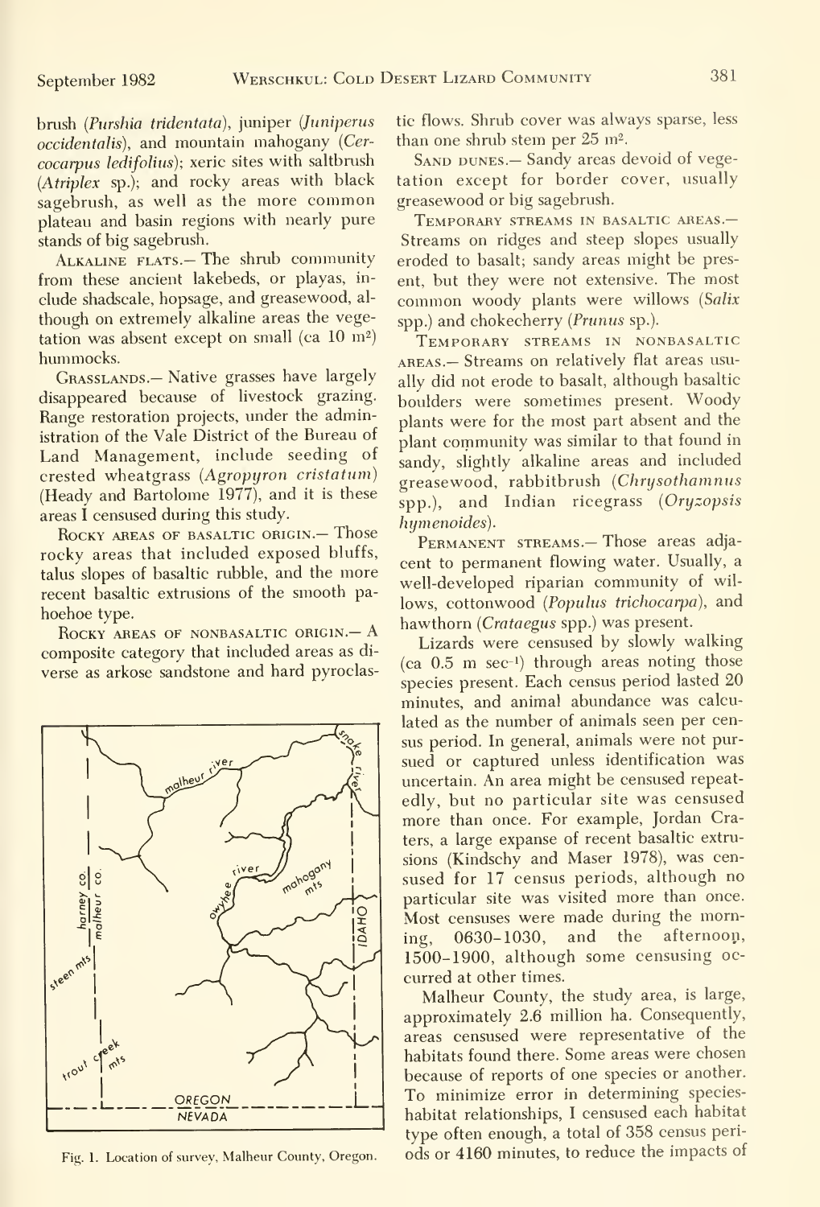brush (*Purshia tridentata*), juniper (*Juniperus occidentalis*), and mountain mahogany (*Cercocarpus ledifolius*); xeric sites with saltbrush (*Atriplex* sp.); and rocky areas with black sagebrush, as well as the more common plateau and basin regions with nearly pure stands of big sagebrush.

Alkaline flats.— The shrub community from these ancient lakebeds, or playas, include shadscale, hopsage, and greasewood, although on extremely alkaline areas the vegetation was absent except on small (ca 10 m$^2$) hummocks.

Grasslands.— Native grasses have largely disappeared because of livestock grazing. Range restoration projects, under the administration of the Vale District of the Bureau of Land Management, include seeding of crested wheatgrass (*Agropyron cristatum*) (Heady and Bartolome 1977), and it is these areas I censused during this study.

Rocky areas of basaltic origin.— Those rocky areas that included exposed bluffs, talus slopes of basaltic rubble, and the more recent basaltic extrusions of the smooth pahoehoe type.

Rocky areas of nonbasaltic origin.— A composite category that included areas as diverse as arkose sandstone and hard pyroclastic flows. Shrub cover was always sparse, less than one shrub stem per 25 m$^2$.

Fig. 1. Location of survey, Malheur County, Oregon.

Sand dunes.— Sandy areas devoid of vegetation except for border cover, usually greasewood or big sagebrush.

Temporary streams in basaltic areas.— Streams on ridges and steep slopes usually eroded to basalt; sandy areas might be present, but they were not extensive. The most common woody plants were willows (*Salix* spp.) and chokecherry (*Prunus* sp.).

Temporary streams in nonbasaltic areas.— Streams on relatively flat areas usually did not erode to basalt, although basaltic boulders were sometimes present. Woody plants were for the most part absent and the plant community was similar to that found in sandy, slightly alkaline areas and included greasewood, rabbitbrush (*Chrysothamnus* spp.), and Indian ricegrass (*Oryzopsis hymenoides*).

Permanent streams.— Those areas adjacent to permanent flowing water. Usually, a well-developed riparian community of willows, cottonwood (*Populus trichocarpa*), and hawthorn (*Crataegus* spp.) was present.

Lizards were censused by slowly walking (ca 0.5 m sec$^{-1}$) through areas noting those species present. Each census period lasted 20 minutes, and animal abundance was calculated as the number of animals seen per census period. In general, animals were not pursued or captured unless identification was uncertain. An area might be censused repeatedly, but no particular site was censused more than once. For example, Jordan Craters, a large expanse of recent basaltic extrusions (Kindschy and Maser 1978), was censused for 17 census periods, although no particular site was visited more than once. Most censuses were made during the morning, 0630–1030, and the afternoon, 1500–1900, although some censusing occurred at other times.

Malheur County, the study area, is large, approximately 2.6 million ha. Consequently, areas censused were representative of the habitats found there. Some areas were chosen because of reports of one species or another. To minimize error in determining species-habitat relationships, I censused each habitat type often enough, a total of 358 census periods or 4160 minutes, to reduce the impacts of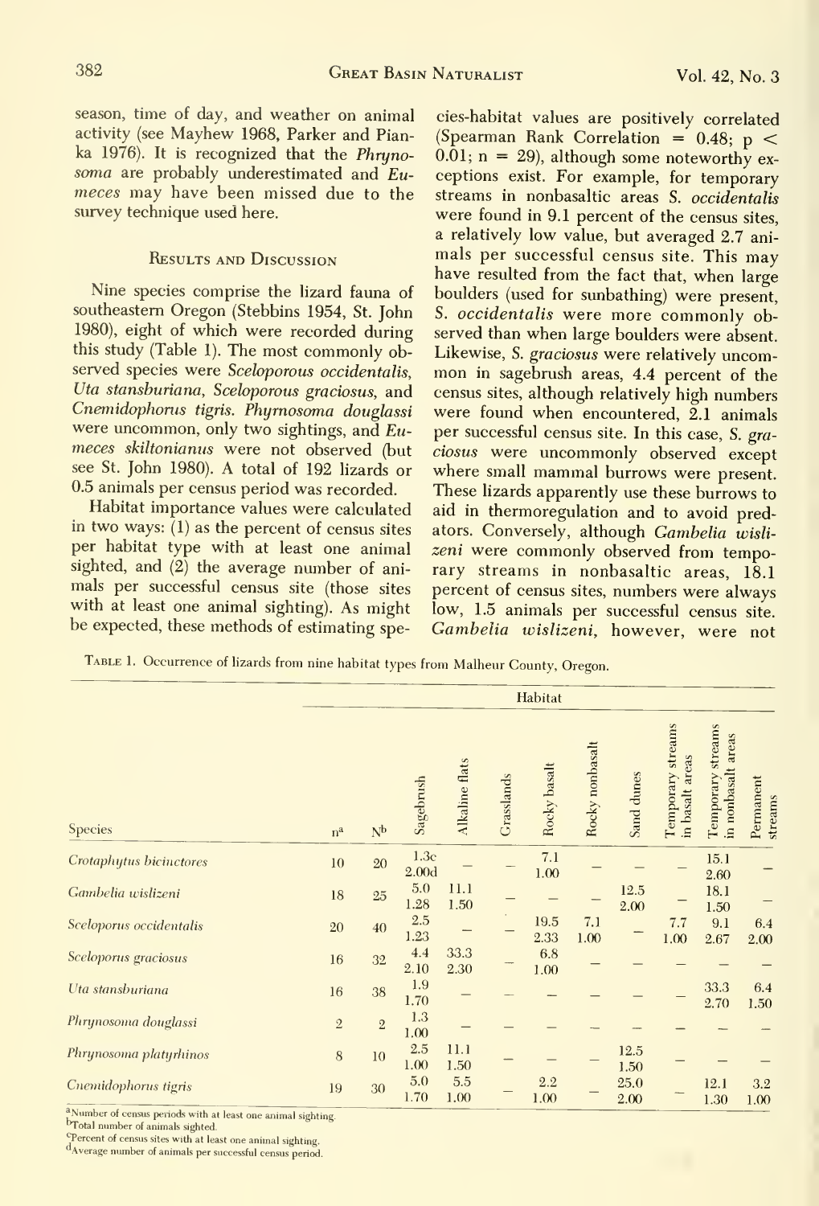season, time of day, and weather on animal activity (see Mayhew 1968, Parker and Pianka 1976). It is recognized that the *Phrynosoma* are probably underestimated and *Eumeces* may have been missed due to the survey technique used here.

## Results and Discussion

Nine species comprise the lizard fauna of southeastern Oregon (Stebbins 1954, St. John 1980), eight of which were recorded during this study (Table 1). The most commonly observed species were *Sceloporous occidentalis*, *Uta stansburiana*, *Sceloporous graciosus*, and *Cnemidophorus tigris*. *Phyrnosoma douglassi* were uncommon, only two sightings, and *Eumeces skiltonianus* were not observed (but see St. John 1980). A total of 192 lizards or 0.5 animals per census period was recorded.

Habitat importance values were calculated in two ways: (1) as the percent of census sites per habitat type with at least one animal sighted, and (2) the average number of animals per successful census site (those sites with at least one animal sighting). As might be expected, these methods of estimating species-habitat values are positively correlated (Spearman Rank Correlation = 0.48; $p < 0.01$; $n = 29$), although some noteworthy exceptions exist. For example, for temporary streams in nonbasaltic areas *S. occidentalis* were found in 9.1 percent of the census sites, a relatively low value, but averaged 2.7 animals per successful census site. This may have resulted from the fact that, when large boulders (used for sunbathing) were present, *S. occidentalis* were more commonly observed than when large boulders were absent. Likewise, *S. graciosus* were relatively uncommon in sagebrush areas, 4.4 percent of the census sites, although relatively high numbers were found when encountered, 2.1 animals per successful census site. In this case, *S. graciosus* were uncommonly observed except where small mammal burrows were present. These lizards apparently use these burrows to aid in thermoregulation and to avoid predators. Conversely, although *Gambelia wislizeni* were commonly observed from temporary streams in nonbasaltic areas, 18.1 percent of census sites, numbers were always low, 1.5 animals per successful census site. *Gambelia wislizeni*, however, were not

Table 1. Occurrence of lizards from nine habitat types from Malheur County, Oregon.

| | | | Habitat | | | | | | | | |
|---|---|---|---|---|---|---|---|---|---|---|---|
| Species | n[a] | N[b] | Sagebrush | Alkaline flats | Grasslands | Rocky basalt | Rocky nonbasalt | Sand dunes | Temporary streams in basalt areas | Temporary streams in nonbasalt areas | Permanent streams |
| *Crotaphytus bicinctores* | 10 | 20 | 1.3[c] / 2.00[d] | — | — | 7.1 / 1.00 | — | — | — | 15.1 / 2.60 | — |
| *Gambelia wislizeni* | 18 | 25 | 5.0 / 1.28 | 11.1 / 1.50 | — | — | — | 12.5 / 2.00 | — | 18.1 / 1.50 | — |
| *Sceloporus occidentalis* | 20 | 40 | 2.5 / 1.23 | — | | 19.5 / 2.33 | 7.1 / 1.00 | — | 7.7 / 1.00 | 9.1 / 2.67 | 6.4 / 2.00 |
| *Sceloporus graciosus* | 16 | 32 | 4.4 / 2.10 | 33.3 / 2.30 | — | 6.8 / 1.00 | — | — | — | — | — |
| *Uta stansburiana* | 16 | 38 | 1.9 / 1.70 | — | — | — | — | — | — | 33.3 / 2.70 | 6.4 / 1.50 |
| *Phrynosoma douglassi* | 2 | 2 | 1.3 / 1.00 | — | — | — | — | — | — | — | — |
| *Phrynosoma platyrhinos* | 8 | 10 | 2.5 / 1.00 | 11.1 / 1.50 | — | — | — | 12.5 / 1.50 | — | — | — |
| *Cnemidophorus tigris* | 19 | 30 | 5.0 / 1.70 | 5.5 / 1.00 | — | 2.2 / 1.00 | — | 25.0 / 2.00 | — | 12.1 / 1.30 | 3.2 / 1.00 |

[a]Number of census periods with at least one animal sighting.
[b]Total number of animals sighted.
[c]Percent of census sites with at least one animal sighting.
[d]Average number of animals per successful census period.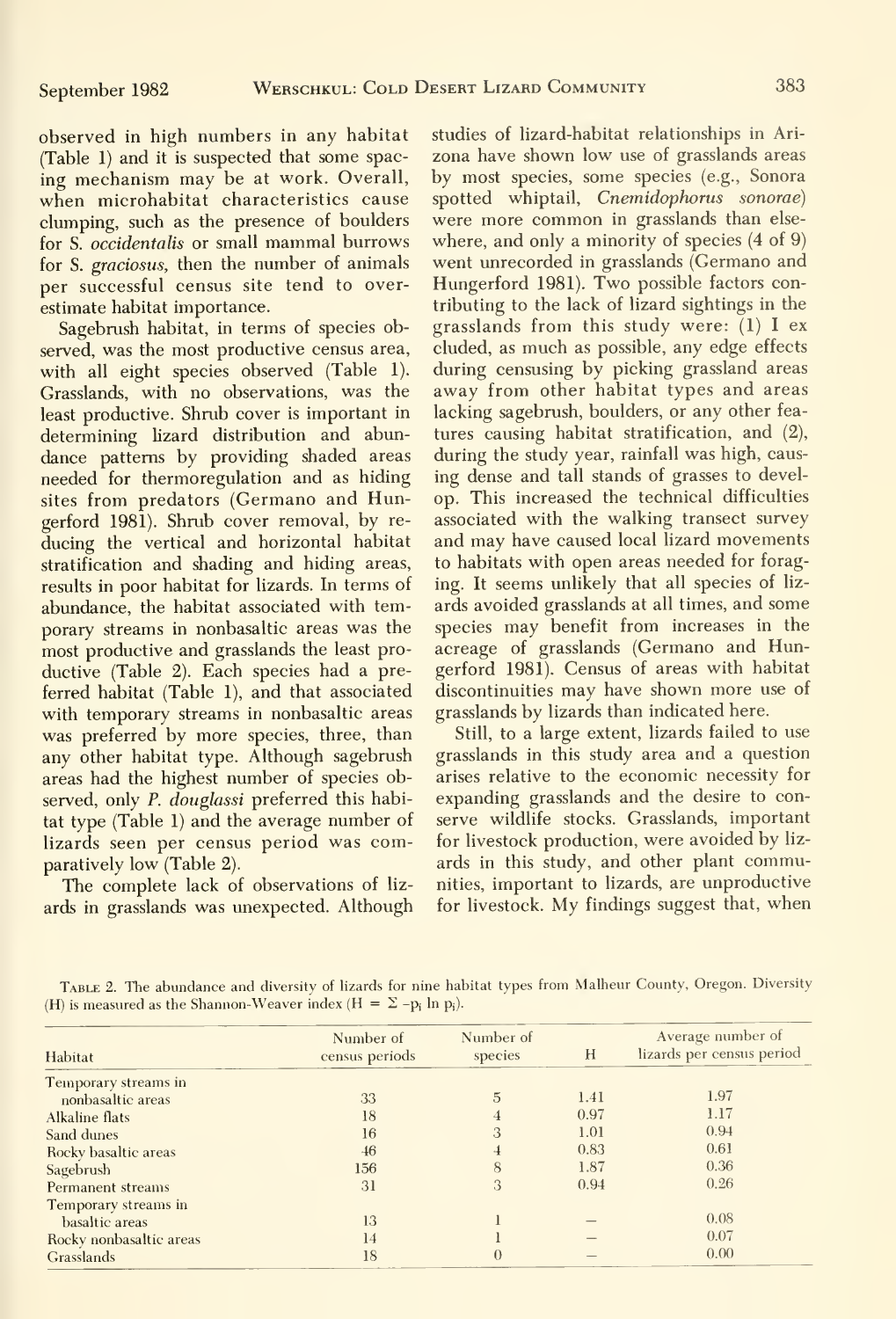observed in high numbers in any habitat (Table 1) and it is suspected that some spacing mechanism may be at work. Overall, when microhabitat characteristics cause clumping, such as the presence of boulders for *S. occidentalis* or small mammal burrows for *S. graciosus*, then the number of animals per successful census site tend to overestimate habitat importance.

Sagebrush habitat, in terms of species observed, was the most productive census area, with all eight species observed (Table 1). Grasslands, with no observations, was the least productive. Shrub cover is important in determining lizard distribution and abundance patterns by providing shaded areas needed for thermoregulation and as hiding sites from predators (Germano and Hungerford 1981). Shrub cover removal, by reducing the vertical and horizontal habitat stratification and shading and hiding areas, results in poor habitat for lizards. In terms of abundance, the habitat associated with temporary streams in nonbasaltic areas was the most productive and grasslands the least productive (Table 2). Each species had a preferred habitat (Table 1), and that associated with temporary streams in nonbasaltic areas was preferred by more species, three, than any other habitat type. Although sagebrush areas had the highest number of species observed, only *P. douglassi* preferred this habitat type (Table 1) and the average number of lizards seen per census period was comparatively low (Table 2).

The complete lack of observations of lizards in grasslands was unexpected. Although studies of lizard-habitat relationships in Arizona have shown low use of grasslands areas by most species, some species (e.g., Sonora spotted whiptail, *Cnemidophorus sonorae*) were more common in grasslands than elsewhere, and only a minority of species (4 of 9) went unrecorded in grasslands (Germano and Hungerford 1981). Two possible factors contributing to the lack of lizard sightings in the grasslands from this study were: (1) I excluded, as much as possible, any edge effects during censusing by picking grassland areas away from other habitat types and areas lacking sagebrush, boulders, or any other features causing habitat stratification, and (2), during the study year, rainfall was high, causing dense and tall stands of grasses to develop. This increased the technical difficulties associated with the walking transect survey and may have caused local lizard movements to habitats with open areas needed for foraging. It seems unlikely that all species of lizards avoided grasslands at all times, and some species may benefit from increases in the acreage of grasslands (Germano and Hungerford 1981). Census of areas with habitat discontinuities may have shown more use of grasslands by lizards than indicated here.

Still, to a large extent, lizards failed to use grasslands in this study area and a question arises relative to the economic necessity for expanding grasslands and the desire to conserve wildlife stocks. Grasslands, important for livestock production, were avoided by lizards in this study, and other plant communities, important to lizards, are unproductive for livestock. My findings suggest that, when

Table 2. The abundance and diversity of lizards for nine habitat types from Malheur County, Oregon. Diversity (H) is measured as the Shannon-Weaver index ($H = \Sigma -p_i \ln p_i$).

| Habitat | Number of census periods | Number of species | H | Average number of lizards per census period |
|---|---|---|---|---|
| Temporary streams in nonbasaltic areas | 33 | 5 | 1.41 | 1.97 |
| Alkaline flats | 18 | 4 | 0.97 | 1.17 |
| Sand dunes | 16 | 3 | 1.01 | 0.94 |
| Rocky basaltic areas | 46 | 4 | 0.83 | 0.61 |
| Sagebrush | 156 | 8 | 1.87 | 0.36 |
| Permanent streams | 31 | 3 | 0.94 | 0.26 |
| Temporary streams in basaltic areas | 13 | 1 | — | 0.08 |
| Rocky nonbasaltic areas | 14 | 1 | — | 0.07 |
| Grasslands | 18 | 0 | — | 0.00 |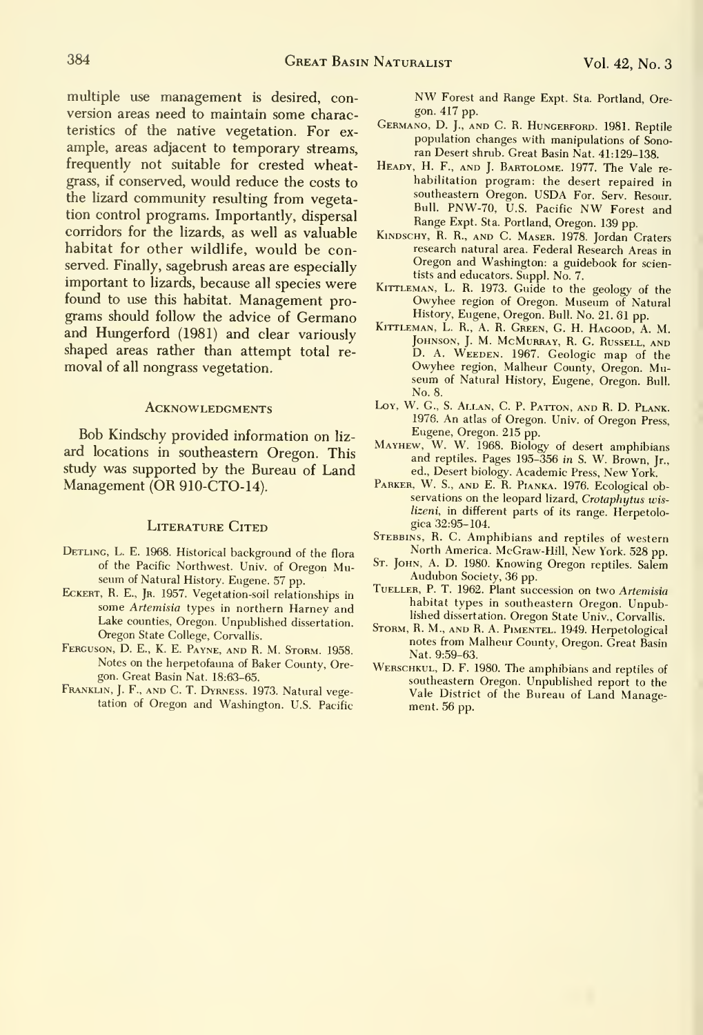multiple use management is desired, conversion areas need to maintain some characteristics of the native vegetation. For example, areas adjacent to temporary streams, frequently not suitable for crested wheatgrass, if conserved, would reduce the costs to the lizard community resulting from vegetation control programs. Importantly, dispersal corridors for the lizards, as well as valuable habitat for other wildlife, would be conserved. Finally, sagebrush areas are especially important to lizards, because all species were found to use this habitat. Management programs should follow the advice of Germano and Hungerford (1981) and clear variously shaped areas rather than attempt total removal of all nongrass vegetation.

## Acknowledgments

Bob Kindschy provided information on lizard locations in southeastern Oregon. This study was supported by the Bureau of Land Management (OR 910-CTO-14).

## Literature Cited

Detling, L. E. 1968. Historical background of the flora of the Pacific Northwest. Univ. of Oregon Museum of Natural History. Eugene. 57 pp.

Eckert, R. E., Jr. 1957. Vegetation-soil relationships in some *Artemisia* types in northern Harney and Lake counties, Oregon. Unpublished dissertation. Oregon State College, Corvallis.

Ferguson, D. E., K. E. Payne, and R. M. Storm. 1958. Notes on the herpetofauna of Baker County, Oregon. Great Basin Nat. 18:63–65.

Franklin, J. F., and C. T. Dyrness. 1973. Natural vegetation of Oregon and Washington. U.S. Pacific NW Forest and Range Expt. Sta. Portland, Oregon. 417 pp.

Germano, D. J., and C. R. Hungerford. 1981. Reptile population changes with manipulations of Sonoran Desert shrub. Great Basin Nat. 41:129–138.

Heady, H. F., and J. Bartolome. 1977. The Vale rehabilitation program: the desert repaired in southeastern Oregon. USDA For. Serv. Resour. Bull. PNW-70, U.S. Pacific NW Forest and Range Expt. Sta. Portland, Oregon. 139 pp.

Kindschy, R. R., and C. Maser. 1978. Jordan Craters research natural area. Federal Research Areas in Oregon and Washington: a guidebook for scientists and educators. Suppl. No. 7.

Kittleman, L. R. 1973. Guide to the geology of the Owyhee region of Oregon. Museum of Natural History, Eugene, Oregon. Bull. No. 21. 61 pp.

Kittleman, L. R., A. R. Green, G. H. Hagood, A. M. Johnson, J. M. McMurray, R. G. Russell, and D. A. Weeden. 1967. Geologic map of the Owyhee region, Malheur County, Oregon. Museum of Natural History, Eugene, Oregon. Bull. No. 8.

Loy, W. G., S. Allan, C. P. Patton, and R. D. Plank. 1976. An atlas of Oregon. Univ. of Oregon Press, Eugene, Oregon. 215 pp.

Mayhew, W. W. 1968. Biology of desert amphibians and reptiles. Pages 195–356 *in* S. W. Brown, Jr., ed., Desert biology. Academic Press, New York.

Parker, W. S., and E. R. Pianka. 1976. Ecological observations on the leopard lizard, *Crotaphytus wislizeni*, in different parts of its range. Herpetologica 32:95–104.

Stebbins, R. C. Amphibians and reptiles of western North America. McGraw-Hill, New York. 528 pp.

St. John, A. D. 1980. Knowing Oregon reptiles. Salem Audubon Society, 36 pp.

Tueller, P. T. 1962. Plant succession on two *Artemisia* habitat types in southeastern Oregon. Unpublished dissertation. Oregon State Univ., Corvallis.

Storm, R. M., and R. A. Pimentel. 1949. Herpetological notes from Malheur County, Oregon. Great Basin Nat. 9:59–63.

Werschkul, D. F. 1980. The amphibians and reptiles of southeastern Oregon. Unpublished report to the Vale District of the Bureau of Land Management. 56 pp.